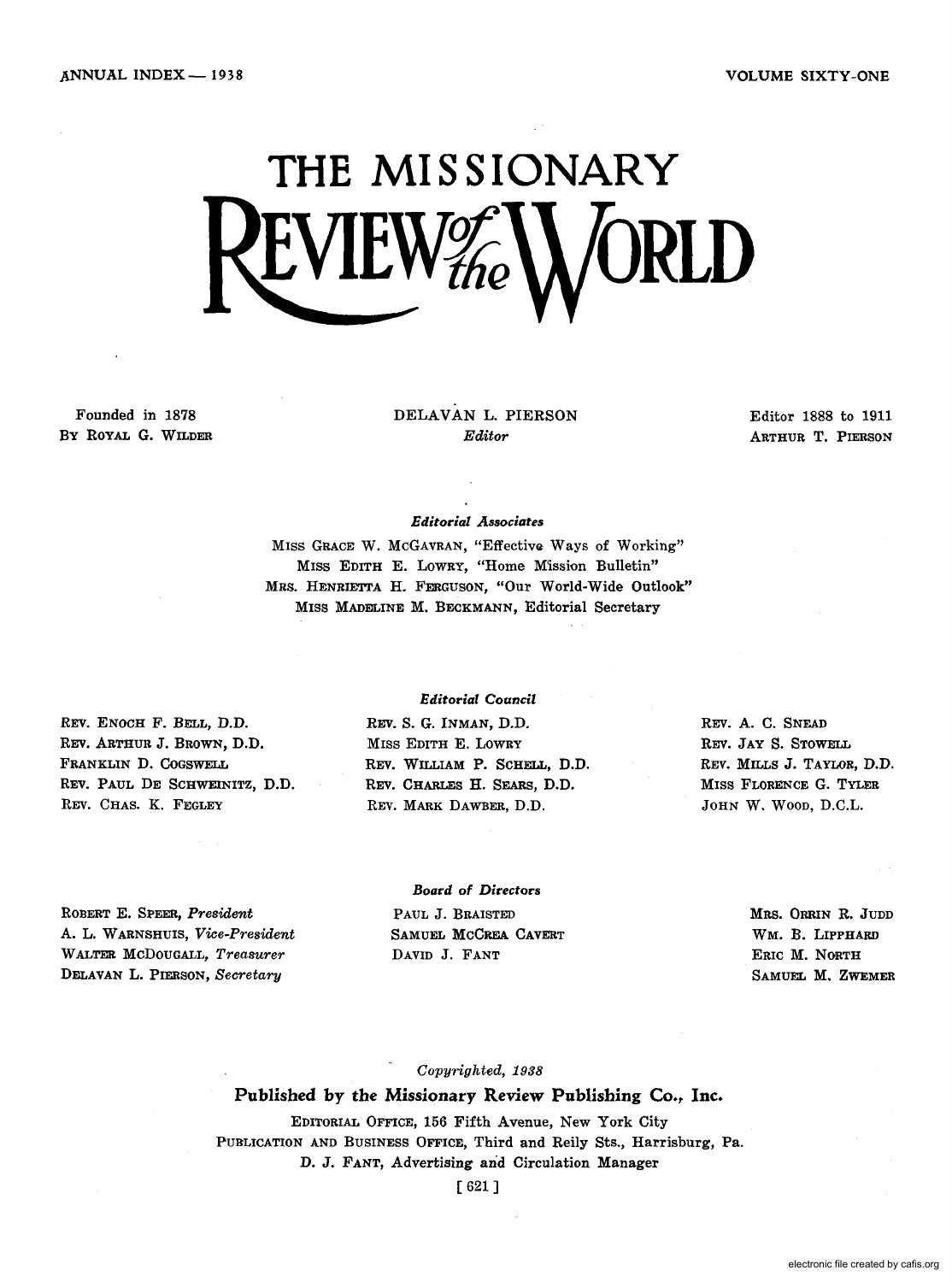ANNUAL INDEX — 1938

VOLUME SIXTY-ONE

# THE MISSIONARY REVIEW of the WORLD

Founded in 1878
By Royal G. Wilder

DELAVAN L. PIERSON
*Editor*

Editor 1888 to 1911
Arthur T. Pierson

*Editorial Associates*

Miss Grace W. McGavran, "Effective Ways of Working"
Miss Edith E. Lowry, "Home Mission Bulletin"
Mrs. Henrietta H. Ferguson, "Our World-Wide Outlook"
Miss Madeline M. Beckmann, Editorial Secretary

*Editorial Council*

Rev. Enoch F. Bell, D.D.
Rev. Arthur J. Brown, D.D.
Franklin D. Cogswell
Rev. Paul De Schweinitz, D.D.
Rev. Chas. K. Fegley
Rev. S. G. Inman, D.D.
Miss Edith E. Lowry
Rev. William P. Schell, D.D.
Rev. Charles H. Sears, D.D.
Rev. Mark Dawber, D.D.
Rev. A. C. Snead
Rev. Jay S. Stowell
Rev. Mills J. Taylor, D.D.
Miss Florence G. Tyler
John W. Wood, D.C.L.

*Board of Directors*

Robert E. Speer, *President*
A. L. Warnshuis, *Vice-President*
Walter McDougall, *Treasurer*
Delavan L. Pierson, *Secretary*
Paul J. Braisted
Samuel McCrea Cavert
David J. Fant
Mrs. Orrin R. Judd
Wm. B. Lipphard
Eric M. North
Samuel M. Zwemer

*Copyrighted, 1938*

**Published by the Missionary Review Publishing Co., Inc.**

Editorial Office, 156 Fifth Avenue, New York City
Publication and Business Office, Third and Reily Sts., Harrisburg, Pa.
D. J. Fant, Advertising and Circulation Manager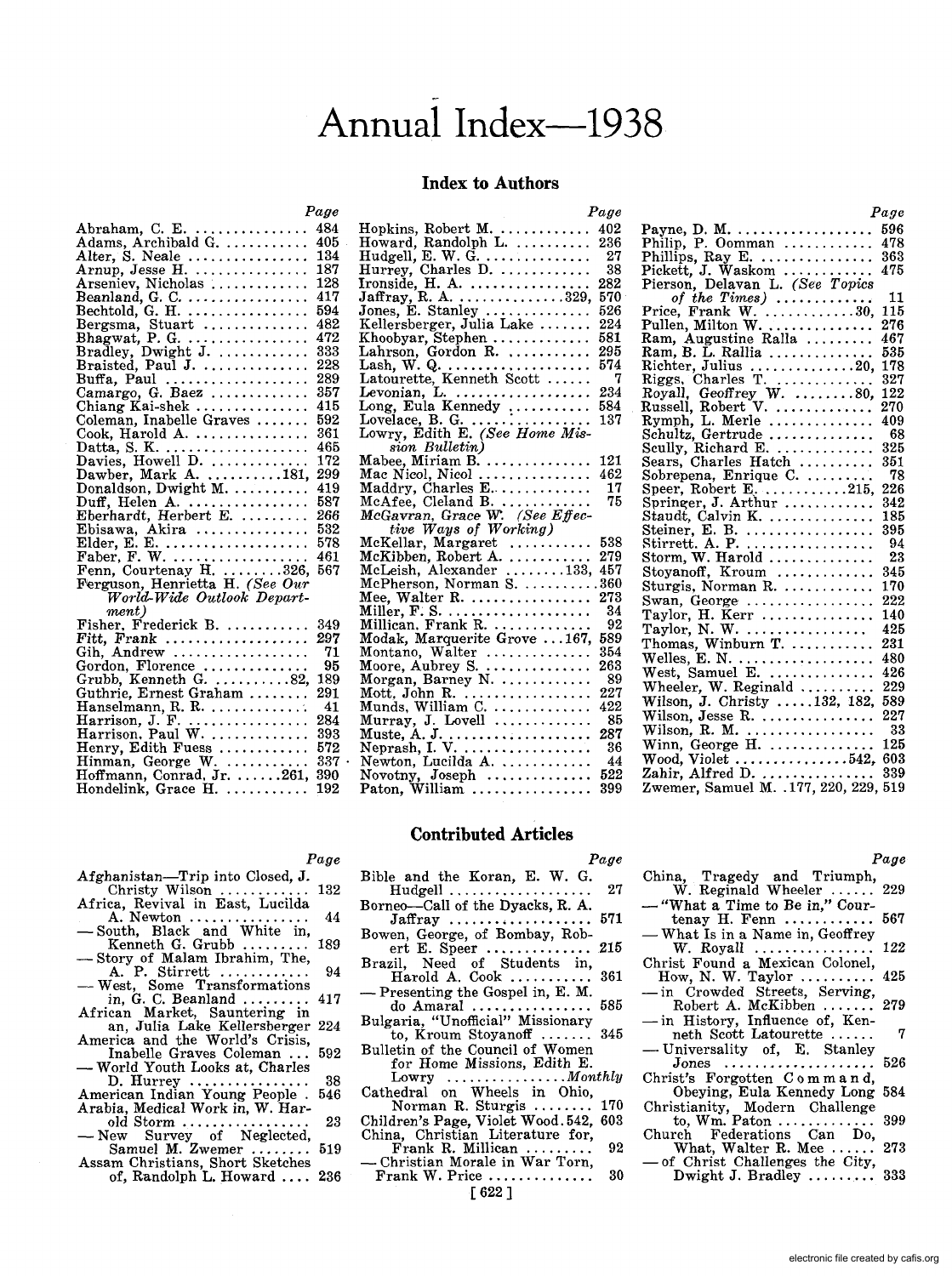# Annual Index—1938

## Index to Authors

| | Page |
|---|---|
| Abraham, C. E. | 484 |
| Adams, Archibald G. | 405 |
| Alter, S. Neale | 134 |
| Arnup, Jesse H. | 187 |
| Arseniev, Nicholas | 128 |
| Beanland, G. C. | 417 |
| Bechtold, G. H. | 594 |
| Bergsma, Stuart | 482 |
| Bhagwat, P. G. | 472 |
| Bradley, Dwight J. | 333 |
| Braisted, Paul J. | 228 |
| Buffa, Paul | 289 |
| Camargo, G. Baez | 357 |
| Chiang Kai-shek | 415 |
| Coleman, Inabelle Graves | 592 |
| Cook, Harold A. | 361 |
| Datta, S. K. | 465 |
| Davies, Howell D. | 172 |
| Dawber, Mark A. | 181, 299 |
| Donaldson, Dwight M. | 419 |
| Duff, Helen A. | 587 |
| Eberhardt, Herbert E. | 266 |
| Ebisawa, Akira | 532 |
| Elder, E. E. | 578 |
| Faber, F. W. | 461 |
| Fenn, Courtenay H. | 326, 567 |
| Ferguson, Henrietta H. *(See Our World-Wide Outlook Department)* | |
| Fisher, Frederick B. | 349 |
| Fitt, Frank | 297 |
| Gih, Andrew | 71 |
| Gordon, Florence | 95 |
| Grubb, Kenneth G. | 82, 189 |
| Guthrie, Ernest Graham | 291 |
| Hanselmann, R. R. | 41 |
| Harrison, J. F. | 284 |
| Harrison, Paul W. | 393 |
| Henry, Edith Fuess | 572 |
| Hinman, George W. | 337 |
| Hoffmann, Conrad, Jr. | 261, 390 |
| Hondelink, Grace H. | 192 |
| Hopkins, Robert M. | 402 |
| Howard, Randolph L. | 236 |
| Hudgell, E. W. G. | 27 |
| Hurrey, Charles D. | 38 |
| Ironside, H. A. | 282 |
| Jaffray, R. A. | 329, 570 |
| Jones, E. Stanley | 526 |
| Kellersberger, Julia Lake | 224 |
| Khoobyar, Stephen | 581 |
| Lahrson, Gordon R. | 295 |
| Lash, W. Q. | 574 |
| Latourette, Kenneth Scott | 7 |
| Levonian, L. | 234 |
| Long, Eula Kennedy | 584 |
| Lovelace, B. G. | 137 |
| Lowry, Edith E. *(See Home Mission Bulletin)* | |
| Mabee, Miriam B. | 121 |
| Mac Nicol, Nicol | 462 |
| Maddry, Charles E. | 17 |
| McAfee, Cleland B. | 75 |
| *McGavran, Grace W. (See Effective Ways of Working)* | |
| McKellar, Margaret | 538 |
| McKibben, Robert A. | 279 |
| McLeish, Alexander | 133, 457 |
| McPherson, Norman S. | 360 |
| Mee, Walter R. | 273 |
| Miller, F. S. | 34 |
| Millican, Frank R. | 92 |
| Modak, Marquerite Grove | 167, 589 |
| Montano, Walter | 354 |
| Moore, Aubrey S. | 263 |
| Morgan, Barney N. | 89 |
| Mott, John R. | 227 |
| Munds, William C. | 422 |
| Murray, J. Lovell | 85 |
| Muste, A. J. | 287 |
| Neprash, I. V. | 36 |
| Newton, Lucilda A. | 44 |
| Novotny, Joseph | 522 |
| Paton, William | 399 |
| Payne, D. M. | 596 |
| Philip, P. Oomman | 478 |
| Phillips, Ray E. | 363 |
| Pickett, J. Waskom | 475 |
| Pierson, Delavan L. *(See Topics of the Times)* | 11 |
| Price, Frank W. | 30, 115 |
| Pullen, Milton W. | 276 |
| Ram, Augustine Ralla | 467 |
| Ram, B. L. Rallia | 535 |
| Richter, Julius | 20, 178 |
| Riggs, Charles T. | 327 |
| Royall, Geoffrey W. | 80, 122 |
| Russell, Robert V. | 270 |
| Rymph, L. Merle | 409 |
| Schultz, Gertrude | 68 |
| Scully, Richard E. | 325 |
| Sears, Charles Hatch | 351 |
| Sobrepena, Enrique C. | 78 |
| Speer, Robert E. | 215, 226 |
| Springer, J. Arthur | 342 |
| Staudt, Calvin K. | 185 |
| Steiner, E. B. | 395 |
| Stirrett, A. P. | 94 |
| Storm, W. Harold | 23 |
| Stoyanoff, Kroum | 345 |
| Sturgis, Norman R. | 170 |
| Swan, George | 222 |
| Taylor, H. Kerr | 140 |
| Taylor, N. W. | 425 |
| Thomas, Winburn T. | 231 |
| Welles, E. N. | 480 |
| West, Samuel E. | 426 |
| Wheeler, W. Reginald | 229 |
| Wilson, J. Christy | 132, 182, 589 |
| Wilson, Jesse R. | 227 |
| Wilson, R. M. | 33 |
| Winn, George H. | 125 |
| Wood, Violet | 542, 603 |
| Zahir, Alfred D. | 339 |
| Zwemer, Samuel M. | 177, 220, 229, 519 |

## Contributed Articles

| | Page |
|---|---|
| Afghanistan—Trip into Closed, J. Christy Wilson | 132 |
| Africa, Revival in East, Lucilda A. Newton | 44 |
| — South, Black and White in, Kenneth G. Grubb | 189 |
| — Story of Malam Ibrahim, The, A. P. Stirrett | 94 |
| — West, Some Transformations in, G. C. Beanland | 417 |
| African Market, Sauntering in an, Julia Lake Kellersberger | 224 |
| America and the World's Crisis, Inabelle Graves Coleman | 592 |
| — World Youth Looks at, Charles D. Hurrey | 38 |
| American Indian Young People | 546 |
| Arabia, Medical Work in, W. Harold Storm | 23 |
| — New Survey of Neglected, Samuel M. Zwemer | 519 |
| Assam Christians, Short Sketches of, Randolph L. Howard | 236 |
| Bible and the Koran, E. W. G. Hudgell | 27 |
| Borneo—Call of the Dyacks, R. A. Jaffray | 571 |
| Bowen, George, of Bombay, Robert E. Speer | 215 |
| Brazil, Need of Students in, Harold A. Cook | 361 |
| — Presenting the Gospel in, E. M. do Amaral | 585 |
| Bulgaria, "Unofficial" Missionary to, Kroum Stoyanoff | 345 |
| Bulletin of the Council of Women for Home Missions, Edith E. Lowry | *Monthly* |
| Cathedral on Wheels in Ohio, Norman R. Sturgis | 170 |
| Children's Page, Violet Wood | 542, 603 |
| China, Christian Literature for, Frank R. Millican | 92 |
| — Christian Morale in War Torn, Frank W. Price | 30 |
| China, Tragedy and Triumph, W. Reginald Wheeler | 229 |
| — "What a Time to Be in," Courtenay H. Fenn | 567 |
| — What Is in a Name in, Geoffrey W. Royall | 122 |
| Christ Found a Mexican Colonel, How, N. W. Taylor | 425 |
| — in Crowded Streets, Serving, Robert A. McKibben | 279 |
| — in History, Influence of, Kenneth Scott Latourette | 7 |
| — Universality of, E. Stanley Jones | 526 |
| Christ's Forgotten Command, Obeying, Eula Kennedy Long | 584 |
| Christianity, Modern Challenge to, Wm. Paton | 399 |
| Church Federations Can Do, What, Walter R. Mee | 273 |
| — of Christ Challenges the City, Dwight J. Bradley | 333 |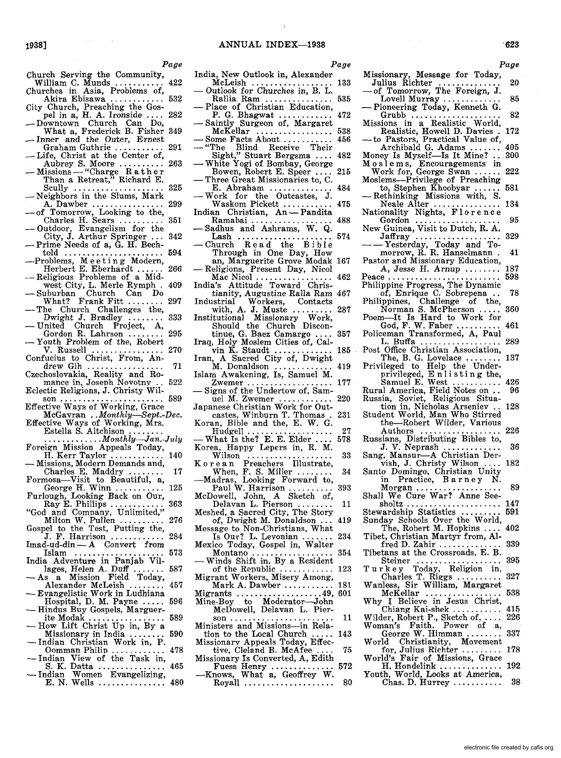| | Page |
|---|---|
| Church Serving the Community, William C. Munds | 422 |
| Churches in Asia, Problems of, Akira Ebisawa | 532 |
| City Church, Preaching the Gospel in a, H. A. Ironside | 282 |
| — Downtown Church Can Do, What a, Frederick B. Fisher | 349 |
| — Inner and the Outer, Ernest Graham Guthrie | 291 |
| — Life, Christ at the Center of, Aubrey S. Moore | 263 |
| — Missions — "Charge Rather Than a Retreat," Richard E. Scully | 325 |
| — Neighbors in the Slums, Mark A. Dawber | 299 |
| — of Tomorrow, Looking to the, Charles H. Sears | 351 |
| — Outdoor, Evangelism for the City, J. Arthur Springer | 342 |
| — Prime Needs of a, G. H. Bechtold | 594 |
| — Problems, Meeting Modern, Herbert E. Eberhardt | 266 |
| — Religious Problems of a Midwest City, L. Merle Rymph | 409 |
| — Suburban Church Can Do What? Frank Fitt | 297 |
| — The Church Challenges the, Dwight J. Bradley | 333 |
| — United Church Project, A, Gordon R. Lahrson | 295 |
| — Youth Problem of the, Robert V. Russell | 270 |
| Confucius to Christ, From, Andrew Gih | 71 |
| Czechoslovakia, Reality and Romance in, Joseph Novotny | 522 |
| Eclectic Religions, J. Christy Wilson | 589 |
| Effective Ways of Working, Grace McGavran ..*Monthly—Sept.-Dec.* | |
| Effective Ways of Working, Mrs. Estella S. Aitchison ............*Monthly—Jan.-July* | |
| Foreign Mission Appeals Today, H. Kerr Taylor | 140 |
| — Missions, Modern Demands and, Charles E. Maddry | 17 |
| Formosa—Visit to Beautiful, a, George H. Winn | 125 |
| Furlough, Looking Back on Our, Ray E. Phillips | 363 |
| "God and Company, Unlimited," Milton W. Pullen | 276 |
| Gospel to the Test, Putting the, J. F. Harrison | 284 |
| Imad-ud-din — A Convert from Islam | 573 |
| India Adventure in Panjab Villages, Helen A. Duff | 587 |
| — As a Mission Field Today, Alexander McLeish | 457 |
| — Evangelistic Work in Ludhiana Hospital, D. M. Payne | 596 |
| — Hindus Buy Gospels, Marguerite Modak | 589 |
| — How Lift Christ Up in, By a Missionary in India | 590 |
| — Indian Christian Work in, P. Oomman Philip | 478 |
| — Indian View of the Task in, S. K. Datta | 465 |
| — Indian Women Evangelizing, E. N. Wells | 480 |
| India, New Outlook in, Alexander McLeish | 133 |
| — Outlook for Churches in, B. L. Rallia Ram | 535 |
| — Place of Christian Education, P. G. Bhagwat | 472 |
| — Saintly Surgeon of, Margaret McKellar | 538 |
| — Some Facts About | 456 |
| — "The Blind Receive Their Sight," Stuart Bergsma | 482 |
| — White Yogi of Bombay, George Bowen, Robert E. Speer | 215 |
| — Three Great Missionaries to, C. E. Abraham | 484 |
| — Work for the Outcastes, J. Waskom Pickett | 475 |
| Indian Christian, An — Pandita Ramabai | 488 |
| — Sadhus and Ashrams, W. Q. Lash | 574 |
| — Church Read the Bible Through in One Day, How an, Marguerite Grove Modak | 167 |
| — Religions, Present Day, Nicol Mac Nicol | 462 |
| India's Attitude Toward Christianity, Augustine Ralla Ram | 467 |
| Industrial Workers, Contacts with, A. J. Muste | 287 |
| Institutional Missionary Work, Should the Church Discontinue, G. Baez Camargo | 357 |
| Iraq, Holy Moslem Cities of, Calvin K. Staudt | 185 |
| Iran, A Sacred City of, Dwight M. Donaldson | 419 |
| Islam Awakening, Is, Samuel M. Zwemer | 177 |
| — Signs of the Undertow of, Samuel M. Zwemer | 220 |
| Japanese Christian Work for Outcastes, Winburn T. Thomas | 231 |
| Koran, Bible and the, E. W. G. Hudgell | 27 |
| — What Is the? E. E. Elder | 578 |
| Korea, Happy Lepers in, R. M. Wilson | 33 |
| Korean Preachers Illustrate, When, F. S. Miller | 34 |
| —Madras, Looking Forward to, Paul W. Harrison | 393 |
| McDowell, John, A Sketch of, Delavan L. Pierson | 11 |
| Meshed, a Sacred City, The Story of, Dwight M. Donaldson | 419 |
| Message to Non-Christians, What Is Our? L. Levonian | 234 |
| Mexico Today, Gospel in, Walter Montano | 354 |
| — Winds Shift in, By a Resident of the Republic | 123 |
| Migrant Workers, Misery Among, Mark A. Dawber | 181 |
| Migrants | 49, 601 |
| Mine-Boy to Moderator—John McDowell, Delavan L. Pierson | 11 |
| Ministers and Missions—in Relation to the Local Church | 143 |
| Missionary Appeals Today, Effective, Cleland B. McAfee | 75 |
| Missionary Is Converted, A, Edith Fuess Henry | 572 |
| —Knows, What a, Geoffrey W. Royall | 80 |
| Missionary, Message for Today, Julius Richter | 20 |
| — of Tomorrow, The Foreign, J. Lovell Murray | 85 |
| — Pioneering Today, Kenneth G. Grubb | 82 |
| Missions in a Realistic World, Realistic, Howell D. Davies | 172 |
| — to Pastors, Practical Value of, Archibald G. Adams | 405 |
| Money Is Myself—Is It Mine? | 300 |
| Moslems, Encouragements in Work for, George Swan | 222 |
| Moslems—Privilege of Preaching to, Stephen Khoobyar | 581 |
| — Rethinking Missions with, S. Neale Alter | 134 |
| Nationality Nights, Florence Gordon | 95 |
| New Guinea, Visit to Dutch, R. A. Jaffray | 329 |
| — — Yesterday, Today and Tomorrow, R. R. Hanselmann | 41 |
| Pastor and Missionary Education, A, Jesse H. Arnup | 187 |
| Peace | 598 |
| Philippine Progress, The Dynamic of, Enrique C. Sobrepena | 78 |
| Philippines, Challenge of the, Norman S. McPherson | 360 |
| Poem—It Is Hard to Work for God, F. W. Faber | 461 |
| Policeman Transformed, A, Paul L. Buffa | 289 |
| Post Office Christian Association, The, B. G. Lovelace | 137 |
| Privileged to Help the Underprivileged, Enlisting the, Samuel E. West | 426 |
| Rural America, Field Notes on | 96 |
| Russia, Soviet, Religious Situation in, Nicholas Arseniev | 128 |
| Student World, Man Who Stirred the—Robert Wilder, Various Authors | 226 |
| Russians, Distributing Bibles to, J. V. Neprash | 36 |
| Sang, Mansur—A Christian Dervish, J. Christy Wilson | 182 |
| Santo Domingo, Christian Unity in Practice, Barney N. Morgan | 89 |
| Shall We Cure War? Anne Seesholtz | 147 |
| Stewardship Statistics | 591 |
| Sunday Schools Over the World, The, Robert M. Hopkins | 402 |
| Tibet, Christian Martyr from, Alfred D. Zahir | 339 |
| Tibetans at the Crossroads, E. B. Steiner | 395 |
| Turkey Today, Religion in, Charles T. Riggs | 327 |
| Wanless, Sir William, Margaret McKellar | 538 |
| Why I Believe in Jesus Christ, Chiang Kai-shek | 415 |
| Wilder, Robert P., Sketch of, | 226 |
| Woman's Faith. Power of a, George W. Himman | 337 |
| World Christianity, Movement for, Julius Richter | 178 |
| World's Fair of Missions, Grace H. Hondelink | 192 |
| Youth, World, Looks at America, Chas. D. Hurrey | 38 |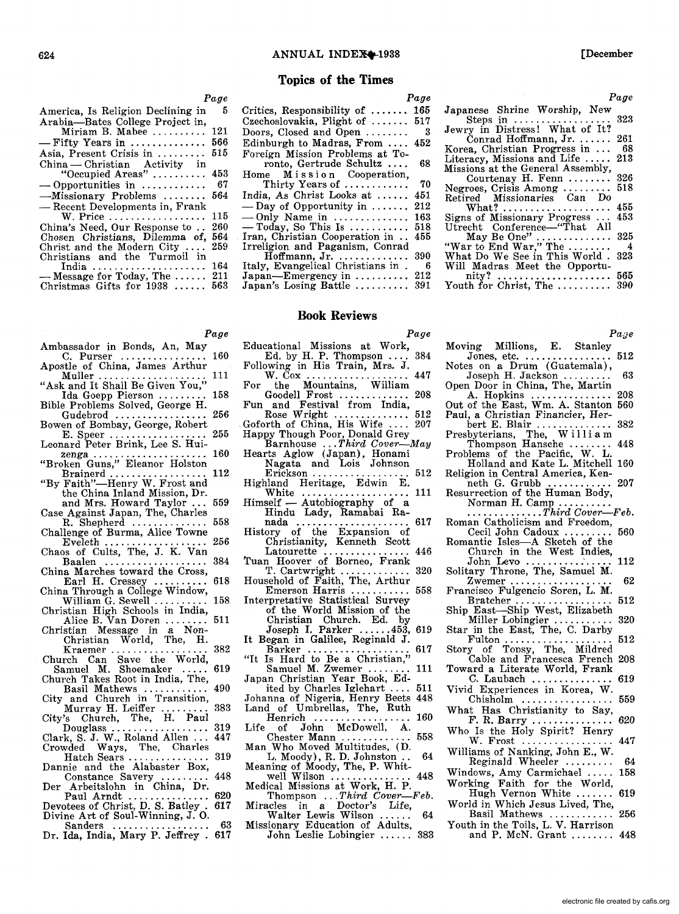## Topics of the Times

| | Page |
|---|---|
| America, Is Religion Declining in | 5 |
| Arabia—Bates College Project in, Miriam B. Mabee | 121 |
| — Fifty Years in | 566 |
| Asia, Present Crisis in | 515 |
| China — Christian Activity in "Occupied Areas" | 453 |
| — Opportunities in | 67 |
| —Missionary Problems | 564 |
| — Recent Developments in, Frank W. Price | 115 |
| China's Need, Our Response to | 260 |
| Chosen Christians, Dilemma of, | 564 |
| Christ and the Modern City | 259 |
| Christians and the Turmoil in India | 164 |
| — Message for Today, The | 211 |
| Christmas Gifts for 1938 | 563 |
| Critics, Responsibility of | 165 |
| Czechoslovakia, Plight of | 517 |
| Doors, Closed and Open | 3 |
| Edinburgh to Madras, From | 452 |
| Foreign Mission Problems at Toronto, Gertrude Schultz | 68 |
| Home Mission Cooperation, Thirty Years of | 70 |
| India, As Christ Looks at | 451 |
| — Day of Opportunity in | 212 |
| — Only Name in | 163 |
| — Today, So This Is | 518 |
| Iran, Christian Cooperation in | 455 |
| Irreligion and Paganism, Conrad Hoffmann, Jr. | 390 |
| Italy, Evangelical Christians in | 6 |
| Japan—Emergency in | 212 |
| Japan's Losing Battle | 391 |
| Japanese Shrine Worship, New Steps in | 323 |
| Jewry in Distress! What of It? Conrad Hoffmann, Jr. | 261 |
| Korea, Christian Progress in | 68 |
| Literacy, Missions and Life | 213 |
| Missions at the General Assembly, Courtenay H. Fenn | 326 |
| Negroes, Crisis Among | 518 |
| Retired Missionaries Can Do What? | 455 |
| Signs of Missionary Progress | 453 |
| Utrecht Conference—"That All May Be One" | 325 |
| "War to End War," The | 4 |
| What Do We See in This World | 323 |
| Will Madras Meet the Opportunity? | 565 |
| Youth for Christ, The | 390 |

## Book Reviews

| | Page |
|---|---|
| Ambassador in Bonds, An, May C. Purser | 160 |
| Apostle of China, James Arthur Muller | 111 |
| "Ask and It Shall Be Given You," Ida Goepp Pierson | 158 |
| Bible Problems Solved, George H. Gudebrod | 256 |
| Bowen of Bombay, George, Robert E. Speer | 255 |
| Leonard Peter Brink, Lee S. Huizenga | 160 |
| "Broken Guns," Eleanor Holston Brainerd | 112 |
| "By Faith"—Henry W. Frost and the China Inland Mission, Dr. and Mrs. Howard Taylor | 559 |
| Case Against Japan, The, Charles R. Shepherd | 558 |
| Challenge of Burma, Alice Towne Eveleth | 256 |
| Chaos of Cults, The, J. K. Van Baalen | 384 |
| China Marches toward the Cross, Earl H. Cressey | 618 |
| China Through a College Window, William G. Sewell | 158 |
| Christian High Schools in India, Alice B. Van Doren | 511 |
| Christian Message in a Non-Christian World, The, H. Kraemer | 382 |
| Church Can Save the World, Samuel M. Shoemaker | 619 |
| Church Takes Root in India, The, Basil Mathews | 490 |
| City and Church in Transition, Murray H. Leiffer | 383 |
| City's Church, The, H. Paul Douglass | 319 |
| Clark, S. J. W., Roland Allen | 447 |
| Crowded Ways, The, Charles Hatch Sears | 319 |
| Dannie and the Alabaster Box, Constance Savery | 448 |
| Der Arbeitslohn in China, Dr. Paul Arndt | 620 |
| Devotees of Christ, D. S. Batley | 617 |
| Divine Art of Soul-Winning, J. O. Sanders | 63 |
| Dr. Ida, India, Mary P. Jeffrey | 617 |
| Educational Missions at Work, Ed. by H. P. Thompson | 384 |
| Following in His Train, Mrs. J. W. Cox | 447 |
| For the Mountains, William Goodell Frost | 208 |
| Fun and Festival from India, Rose Wright | 512 |
| Goforth of China, His Wife | 207 |
| Happy Though Poor, Donald Grey Barnhouse | *Third Cover—May* |
| Hearts Aglow (Japan), Honami Nagata and Lois Johnson Erickson | 512 |
| Highland Heritage, Edwin E. White | 111 |
| Himself — Autobiography of a Hindu Lady, Ramabai Ranada | 617 |
| History of the Expansion of Christianity, Kenneth Scott Latourette | 446 |
| Tuan Hoover of Borneo, Frank T. Cartwright | 320 |
| Household of Faith, The, Arthur Emerson Harris | 558 |
| Interpretative Statistical Survey of the World Mission of the Christian Church. Ed. by Joseph I. Parker | 453, 619 |
| It Began in Galilee, Reginald J. Barker | 617 |
| "It Is Hard to Be a Christian," Samuel M. Zwemer | 111 |
| Japan Christian Year Book, Edited by Charles Iglehart | 511 |
| Johanna of Nigeria, Henry Beets | 448 |
| Land of Umbrellas, The, Ruth Henrich | 160 |
| Life of John McDowell, A. Chester Mann | 558 |
| Man Who Moved Multitudes, (D. L. Moody), R. D. Johnston | 64 |
| Meaning of Moody, The, P. Whitwell Wilson | 448 |
| Medical Missions at Work, H. P. Thompson | *Third Cover—Feb.* |
| Miracles in a Doctor's Life, Walter Lewis Wilson | 64 |
| Missionary Education of Adults, John Leslie Lobingier | 383 |
| Moving Millions, E. Stanley Jones, etc. | 512 |
| Notes on a Drum (Guatemala), Joseph H. Jackson | 63 |
| Open Door in China, The, Martin A. Hopkins | 208 |
| Out of the East, Wm. A. Stanton | 560 |
| Paul, a Christian Financier, Herbert E. Blair | 382 |
| Presbyterians, The, William Thompson Hansche | 448 |
| Problems of the Pacific, W. L. Holland and Kate L. Mitchell | 160 |
| Religion in Central America, Kenneth G. Grubb | 207 |
| Resurrection of the Human Body, Norman H. Camp | *Third Cover—Feb.* |
| Roman Catholicism and Freedom, Cecil John Cadoux | 560 |
| Romantic Isles—A Sketch of the Church in the West Indies, John Levo | 112 |
| Solitary Throne, The, Samuel M. Zwemer | 62 |
| Francisco Fulgencio Soren, L. M. Bratcher | 512 |
| Ship East—Ship West, Elizabeth Miller Lobingier | 320 |
| Star in the East, The, C. Darby Fulton | 512 |
| Story of Topsy, The, Mildred Cable and Francesca French | 208 |
| Toward a Literate World, Frank C. Laubach | 619 |
| Vivid Experiences in Korea, W. Chisholm | 559 |
| What Has Christianity to Say, F. R. Barry | 620 |
| Who Is the Holy Spirit? Henry W. Frost | 447 |
| Williams of Nanking, John E., W. Reginald Wheeler | 64 |
| Windows, Amy Carmichael | 158 |
| Working Faith for the World, Hugh Vernon White | 619 |
| World in Which Jesus Lived, The, Basil Mathews | 256 |
| Youth in the Toils, L. V. Harrison and P. McN. Grant | 448 |